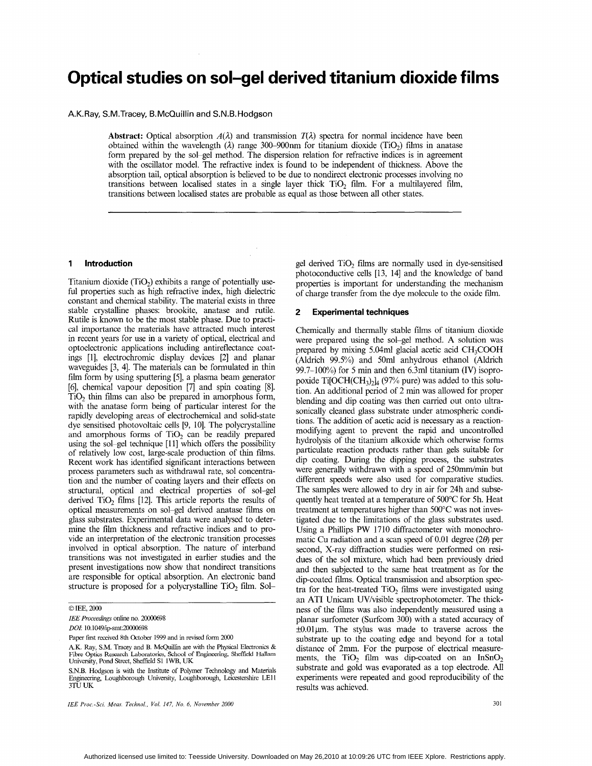# Optical studies on sol–gel derived titanium dioxide films

A.K.Ray, S.M.Tracey, B.McQuillin and S.N.B.Hodgson

**Abstract:** Optical absorption $A(\lambda)$ and transmission $T(\lambda)$ spectra for normal incidence have been obtained within the wavelength ($\lambda$) range 300–900nm for titanium dioxide ($TiO_2$) films in anatase form prepared by the sol–gel method. The dispersion relation for refractive indices is in agreement with the oscillator model. The refractive index is found to be independent of thickness. Above the absorption tail, optical absorption is believed to be due to nondirect electronic processes involving no transitions between localised states in a single layer thick $TiO_2$ film. For a multilayered film, transitions between localised states are probable as equal as those between all other states.

## 1 Introduction

Titanium dioxide ($TiO_2$) exhibits a range of potentially useful properties such as high refractive index, high dielectric constant and chemical stability. The material exists in three stable crystalline phases: brookite, anatase and rutile. Rutile is known to be the most stable phase. Due to practical importance the materials have attracted much interest in recent years for use in a variety of optical, electrical and optoelectronic applications including antireflectance coatings [1], electrochromic display devices [2] and planar waveguides [3, 4]. The materials can be formulated in thin film form by using sputtering [5], a plasma beam generator [6], chemical vapour deposition [7] and spin coating [8]. $TiO_2$ thin films can also be prepared in amorphous form, with the anatase form being of particular interest for the rapidly developing areas of electrochemical and solid-state dye sensitised photovoltaic cells [9, 10]. The polycrystalline and amorphous forms of $TiO_2$ can be readily prepared using the sol–gel technique [11] which offers the possibility of relatively low cost, large-scale production of thin films. Recent work has identified significant interactions between process parameters such as withdrawal rate, sol concentration and the number of coating layers and their effects on structural, optical and electrical properties of sol–gel derived $TiO_2$ films [12]. This article reports the results of optical measurements on sol–gel derived anatase films on glass substrates. Experimental data were analysed to determine the film thickness and refractive indices and to provide an interpretation of the electronic transition processes involved in optical absorption. The nature of interband transitions was not investigated in earlier studies and the present investigations now show that nondirect transitions are responsible for optical absorption. An electronic band structure is proposed for a polycrystalline $TiO_2$ film. Sol–gel derived $TiO_2$ films are normally used in dye-sensitised photoconductive cells [13, 14] and the knowledge of band properties is important for understanding the mechanism of charge transfer from the dye molecule to the oxide film.

© IEE, 2000

*IEE Proceedings* online no. 20000698

*DOI:* 10.1049/ip-smt:20000698

Paper first received 8th October 1999 and in revised form 2000

A.K. Ray, S.M. Tracey and B. McQuillin are with the Physical Electronics & Fibre Optics Research Laboratories, School of Engineering, Sheffield Hallam University, Pond Street, Sheffield S1 1WB, UK

S.N.B. Hodgson is with the Institute of Polymer Technology and Materials Engineering, Loughborough University, Loughborough, Leicestershire LE11 3TU UK

## 2 Experimental techniques

Chemically and thermally stable films of titanium dioxide were prepared using the sol–gel method. A solution was prepared by mixing 5.04ml glacial acetic acid $CH_3COOH$ (Aldrich 99.5%) and 50ml anhydrous ethanol (Aldrich 99.7–100%) for 5 min and then 6.3ml titanium (IV) isopropoxide $Ti[OCH(CH_3)_2]_4$ (97% pure) was added to this solution. An additional period of 2 min was allowed for proper blending and dip coating was then carried out onto ultrasonically cleaned glass substrate under atmospheric conditions. The addition of acetic acid is necessary as a reaction-modifying agent to prevent the rapid and uncontrolled hydrolysis of the titanium alkoxide which otherwise forms particulate reaction products rather than gels suitable for dip coating. During the dipping process, the substrates were generally withdrawn with a speed of 250mm/min but different speeds were also used for comparative studies. The samples were allowed to dry in air for 24h and subsequently heat treated at a temperature of 500°C for 5h. Heat treatment at temperatures higher than 500°C was not investigated due to the limitations of the glass substrates used. Using a Phillips PW 1710 diffractometer with monochromatic Cu radiation and a scan speed of 0.01 degree ($2\theta$) per second, X-ray diffraction studies were performed on residues of the sol mixture, which had been previously dried and then subjected to the same heat treatment as for the dip-coated films. Optical transmission and absorption spectra for the heat-treated $TiO_2$ films were investigated using an ATI Unicam UV/visible spectrophotometer. The thickness of the films was also independently measured using a planar surfometer (Surfcom 300) with a stated accuracy of ±0.01μm. The stylus was made to traverse across the substrate up to the coating edge and beyond for a total distance of 2mm. For the purpose of electrical measurements, the $TiO_2$ film was dip-coated on an $InSnO_2$ substrate and gold was evaporated as a top electrode. All experiments were repeated and good reproducibility of the results was achieved.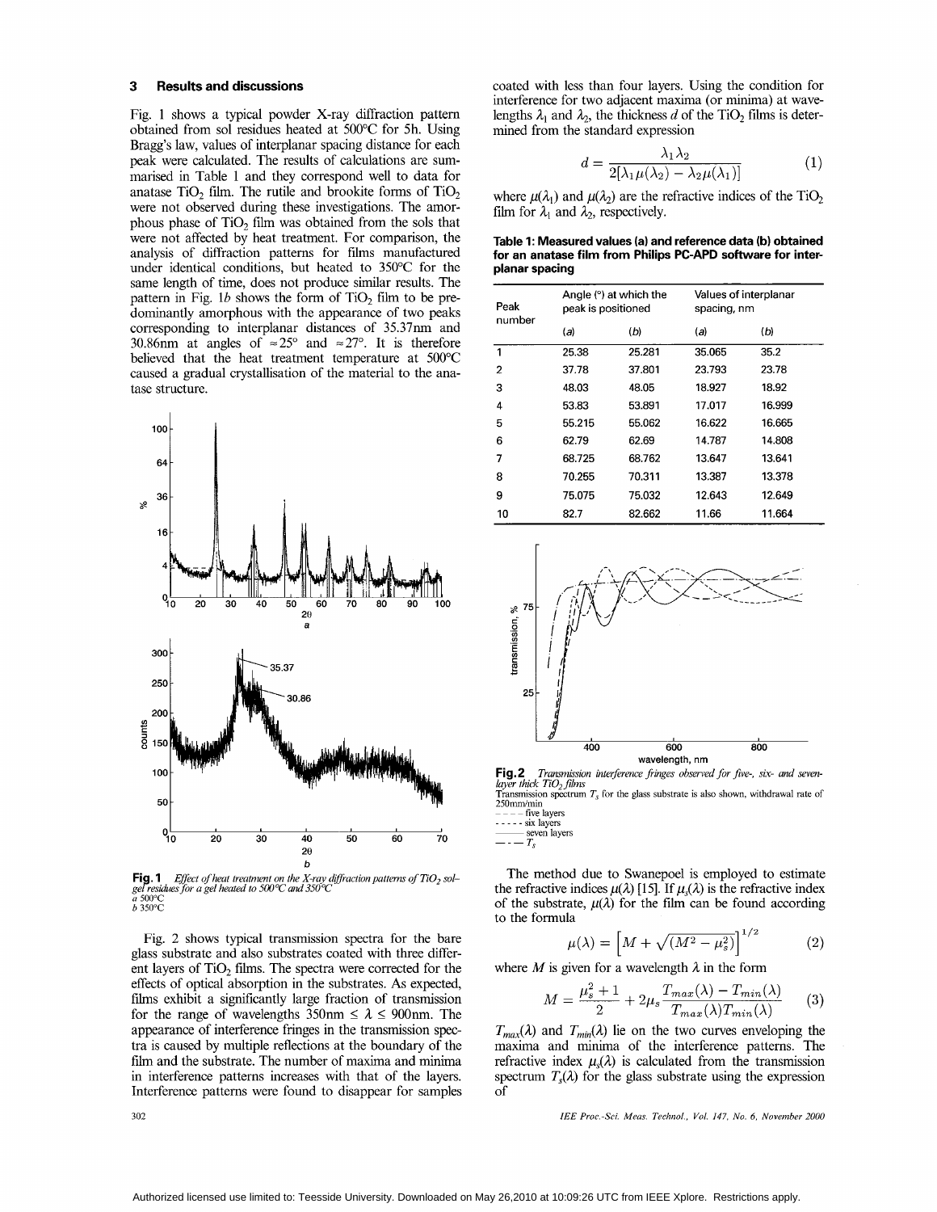## 3 Results and discussions

Fig. 1 shows a typical powder X-ray diffraction pattern obtained from sol residues heated at 500°C for 5h. Using Bragg's law, values of interplanar spacing distance for each peak were calculated. The results of calculations are summarised in Table 1 and they correspond well to data for anatase $TiO_2$ film. The rutile and brookite forms of $TiO_2$ were not observed during these investigations. The amorphous phase of $TiO_2$ film was obtained from the sols that were not affected by heat treatment. For comparison, the analysis of diffraction patterns for films manufactured under identical conditions, but heated to 350°C for the same length of time, does not produce similar results. The pattern in Fig. 1*b* shows the form of $TiO_2$ film to be predominantly amorphous with the appearance of two peaks corresponding to interplanar distances of 35.37nm and 30.86nm at angles of $\approx 25°$ and $\approx 27°$. It is therefore believed that the heat treatment temperature at 500°C caused a gradual crystallisation of the material to the anatase structure.

**Fig. 1** *Effect of heat treatment on the X-ray diffraction patterns of $TiO_2$ sol–gel residues for a gel heated to 500°C and 350°C*
*a* 500°C
*b* 350°C

Fig. 2 shows typical transmission spectra for the bare glass substrate and also substrates coated with three different layers of $TiO_2$ films. The spectra were corrected for the effects of optical absorption in the substrates. As expected, films exhibit a significantly large fraction of transmission for the range of wavelengths 350nm $\leq \lambda \leq$ 900nm. The appearance of interference fringes in the transmission spectra is caused by multiple reflections at the boundary of the film and the substrate. The number of maxima and minima in interference patterns increases with that of the layers. Interference patterns were found to disappear for samples coated with less than four layers. Using the condition for interference for two adjacent maxima (or minima) at wavelengths $\lambda_1$ and $\lambda_2$, the thickness $d$ of the $TiO_2$ films is determined from the standard expression

$$d = \frac{\lambda_1 \lambda_2}{2[\lambda_1 \mu(\lambda_2) - \lambda_2 \mu(\lambda_1)]} \qquad (1)$$

where $\mu(\lambda_1)$ and $\mu(\lambda_2)$ are the refractive indices of the $TiO_2$ film for $\lambda_1$ and $\lambda_2$, respectively.

**Table 1: Measured values (a) and reference data (b) obtained for an anatase film from Philips PC-APD software for interplanar spacing**

| Peak number | Angle (°) at which the peak is positioned | | Values of interplanar spacing, nm | |
|---|---|---|---|---|
| | (a) | (b) | (a) | (b) |
| 1 | 25.38 | 25.281 | 35.065 | 35.2 |
| 2 | 37.78 | 37.801 | 23.793 | 23.78 |
| 3 | 48.03 | 48.05 | 18.927 | 18.92 |
| 4 | 53.83 | 53.891 | 17.017 | 16.999 |
| 5 | 55.215 | 55.062 | 16.622 | 16.665 |
| 6 | 62.79 | 62.69 | 14.787 | 14.808 |
| 7 | 68.725 | 68.762 | 13.647 | 13.641 |
| 8 | 70.255 | 70.311 | 13.387 | 13.378 |
| 9 | 75.075 | 75.032 | 12.643 | 12.649 |
| 10 | 82.7 | 82.662 | 11.66 | 11.664 |

**Fig. 2** *Transmission interference fringes observed for five-, six- and seven-layer thick $TiO_2$ films*
Transmission spectrum $T_s$ for the glass substrate is also shown, withdrawal rate of 250mm/min
– – – – five layers
- - - - - six layers
——— seven layers
— · — $T_s$

The method due to Swanepoel is employed to estimate the refractive indices $\mu(\lambda)$ [15]. If $\mu_s(\lambda)$ is the refractive index of the substrate, $\mu(\lambda)$ for the film can be found according to the formula

$$\mu(\lambda) = \left[M + \sqrt{(M^2 - \mu_s^2)}\right]^{1/2} \qquad (2)$$

where $M$ is given for a wavelength $\lambda$ in the form

$$M = \frac{\mu_s^2 + 1}{2} + 2\mu_s \frac{T_{max}(\lambda) - T_{min}(\lambda)}{T_{max}(\lambda) T_{min}(\lambda)} \qquad (3)$$

$T_{max}(\lambda)$ and $T_{min}(\lambda)$ lie on the two curves enveloping the maxima and minima of the interference patterns. The refractive index $\mu_s(\lambda)$ is calculated from the transmission spectrum $T_s(\lambda)$ for the glass substrate using the expression of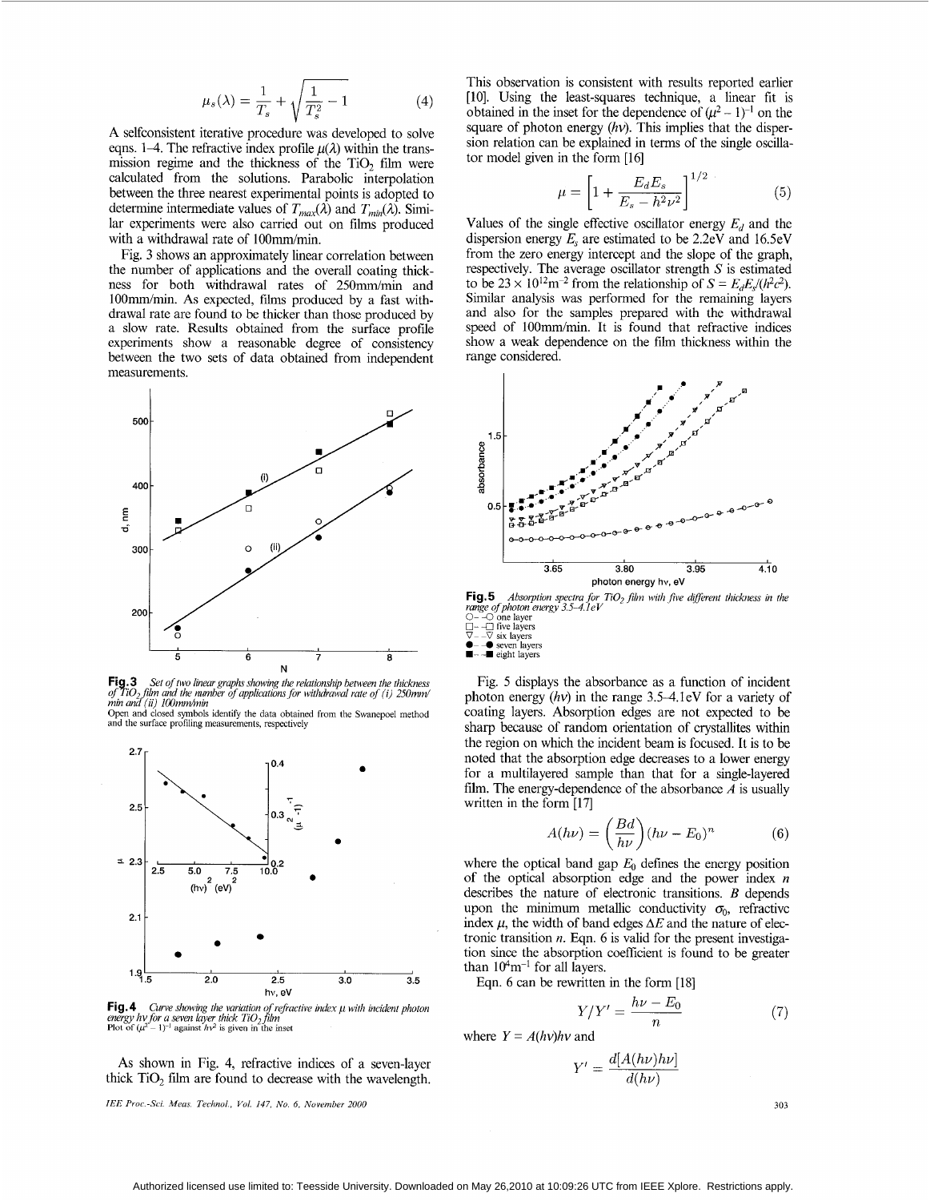$$\mu_s(\lambda) = \frac{1}{T_s} + \sqrt{\frac{1}{T_s^2} - 1} \tag{4}$$

A selfconsistent iterative procedure was developed to solve eqns. 1–4. The refractive index profile $\mu(\lambda)$ within the transmission regime and the thickness of the $TiO_2$ film were calculated from the solutions. Parabolic interpolation between the three nearest experimental points is adopted to determine intermediate values of $T_{max}(\lambda)$ and $T_{min}(\lambda)$. Similar experiments were also carried out on films produced with a withdrawal rate of 100mm/min.

Fig. 3 shows an approximately linear correlation between the number of applications and the overall coating thickness for both withdrawal rates of 250mm/min and 100mm/min. As expected, films produced by a fast withdrawal rate are found to be thicker than those produced by a slow rate. Results obtained from the surface profile experiments show a reasonable degree of consistency between the two sets of data obtained from independent measurements.

**Fig. 3** *Set of two linear graphs showing the relationship between the thickness of $TiO_2$ film and the number of applications for withdrawal rate of (i) 250mm/min and (ii) 100mm/min*
Open and closed symbols identify the data obtained from the Swanepoel method and the surface profiling measurements, respectively

**Fig. 4** *Curve showing the variation of refractive index $\mu$ with incident photon energy $h\nu$ for a seven layer thick $TiO_2$ film*
Plot of $(\mu^2 - 1)^{-1}$ against $h\nu^2$ is given in the inset

As shown in Fig. 4, refractive indices of a seven-layer thick $TiO_2$ film are found to decrease with the wavelength. This observation is consistent with results reported earlier [10]. Using the least-squares technique, a linear fit is obtained in the inset for the dependence of $(\mu^2 - 1)^{-1}$ on the square of photon energy ($h\nu$). This implies that the dispersion relation can be explained in terms of the single oscillator model given in the form [16]

$$\mu = \left[1 + \frac{E_d E_s}{E_s - h^2\nu^2}\right]^{1/2} \tag{5}$$

Values of the single effective oscillator energy $E_d$ and the dispersion energy $E_s$ are estimated to be 2.2eV and 16.5eV from the zero energy intercept and the slope of the graph, respectively. The average oscillator strength $S$ is estimated to be $23 \times 10^{12}\text{m}^{-2}$ from the relationship of $S = E_d E_s/(h^2c^2)$. Similar analysis was performed for the remaining layers and also for the samples prepared with the withdrawal speed of 100mm/min. It is found that refractive indices show a weak dependence on the film thickness within the range considered.

**Fig. 5** *Absorption spectra for $TiO_2$ film with five different thickness in the range of photon energy 3.5–4.1eV*
○––○ one layer
□––□ five layers
▽––▽ six layers
●––● seven layers
■––■ eight layers

Fig. 5 displays the absorbance as a function of incident photon energy ($h\nu$) in the range 3.5–4.1eV for a variety of coating layers. Absorption edges are not expected to be sharp because of random orientation of crystallites within the region on which the incident beam is focused. It is to be noted that the absorption edge decreases to a lower energy for a multilayered sample than that for a single-layered film. The energy-dependence of the absorbance $A$ is usually written in the form [17]

$$A(h\nu) = \left(\frac{Bd}{h\nu}\right)(h\nu - E_0)^n \tag{6}$$

where the optical band gap $E_0$ defines the energy position of the optical absorption edge and the power index $n$ describes the nature of electronic transitions. $B$ depends upon the minimum metallic conductivity $\sigma_0$, refractive index $\mu$, the width of band edges $\Delta E$ and the nature of electronic transition $n$. Eqn. 6 is valid for the present investigation since the absorption coefficient is found to be greater than $10^4\text{m}^{-1}$ for all layers.

Eqn. 6 can be rewritten in the form [18]

$$Y/Y' = \frac{h\nu - E_0}{n} \tag{7}$$

where $Y = A(h\nu)h\nu$ and

$$Y' = \frac{d[A(h\nu)h\nu]}{d(h\nu)}$$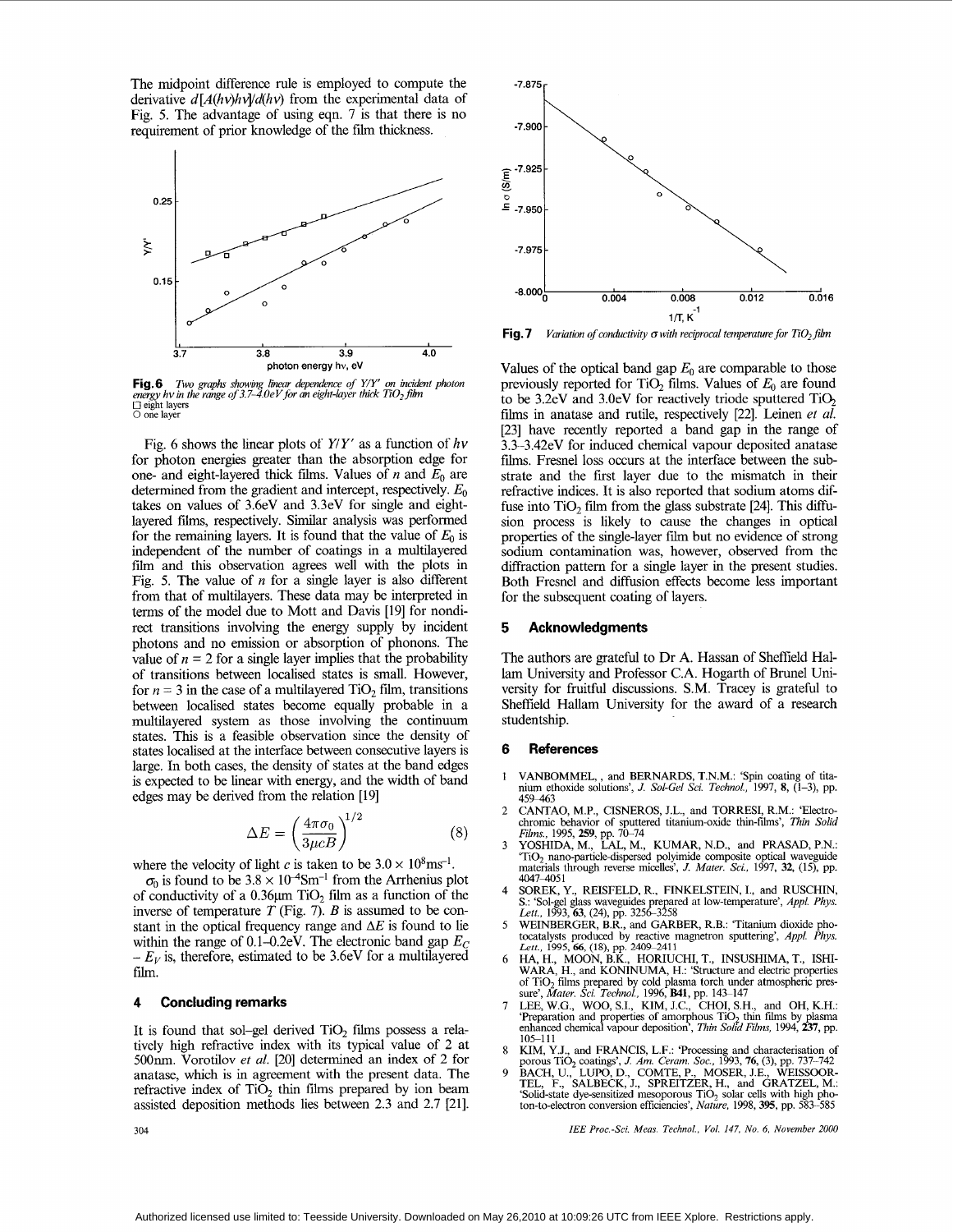The midpoint difference rule is employed to compute the derivative $d[A(h\nu)h\nu]/d(h\nu)$ from the experimental data of Fig. 5. The advantage of using eqn. 7 is that there is no requirement of prior knowledge of the film thickness.

**Fig. 6** *Two graphs showing linear dependence of Y/Y′ on incident photon energy hν in the range of 3.7–4.0eV for an eight-layer thick $TiO_2$ film*
□ eight layers
○ one layer

Fig. 6 shows the linear plots of $Y/Y'$ as a function of $h\nu$ for photon energies greater than the absorption edge for one- and eight-layered thick films. Values of $n$ and $E_0$ are determined from the gradient and intercept, respectively. $E_0$ takes on values of 3.6eV and 3.3eV for single and eight-layered films, respectively. Similar analysis was performed for the remaining layers. It is found that the value of $E_0$ is independent of the number of coatings in a multilayered film and this observation agrees well with the plots in Fig. 5. The value of $n$ for a single layer is also different from that of multilayers. These data may be interpreted in terms of the model due to Mott and Davis [19] for nondirect transitions involving the energy supply by incident photons and no emission or absorption of phonons. The value of $n = 2$ for a single layer implies that the probability of transitions between localised states is small. However, for $n = 3$ in the case of a multilayered $TiO_2$ film, transitions between localised states become equally probable in a multilayered system as those involving the continuum states. This is a feasible observation since the density of states localised at the interface between consecutive layers is large. In both cases, the density of states at the band edges is expected to be linear with energy, and the width of band edges may be derived from the relation [19]

$$\Delta E = \left(\frac{4\pi\sigma_0}{3\mu c B}\right)^{1/2} \tag{8}$$

where the velocity of light $c$ is taken to be $3.0 \times 10^8 \text{ms}^{-1}$.

$\sigma_0$ is found to be $3.8 \times 10^{-4} \text{Sm}^{-1}$ from the Arrhenius plot of conductivity of a 0.36μm $TiO_2$ film as a function of the inverse of temperature $T$ (Fig. 7). $B$ is assumed to be constant in the optical frequency range and $\Delta E$ is found to lie within the range of 0.1–0.2eV. The electronic band gap $E_C - E_V$ is, therefore, estimated to be 3.6eV for a multilayered film.

**Fig. 7** *Variation of conductivity σ with reciprocal temperature for $TiO_2$ film*

## 4 Concluding remarks

It is found that sol–gel derived $TiO_2$ films possess a relatively high refractive index with its typical value of 2 at 500nm. Vorotilov *et al.* [20] determined an index of 2 for anatase, which is in agreement with the present data. The refractive index of $TiO_2$ thin films prepared by ion beam assisted deposition methods lies between 2.3 and 2.7 [21]. Values of the optical band gap $E_0$ are comparable to those previously reported for $TiO_2$ films. Values of $E_0$ are found to be 3.2eV and 3.0eV for reactively triode sputtered $TiO_2$ films in anatase and rutile, respectively [22]. Leinen *et al.* [23] have recently reported a band gap in the range of 3.3–3.42eV for induced chemical vapour deposited anatase films. Fresnel loss occurs at the interface between the substrate and the first layer due to the mismatch in their refractive indices. It is also reported that sodium atoms diffuse into $TiO_2$ film from the glass substrate [24]. This diffusion process is likely to cause the changes in optical properties of the single-layer film but no evidence of strong sodium contamination was, however, observed from the diffraction pattern for a single layer in the present studies. Both Fresnel and diffusion effects become less important for the subsequent coating of layers.

## 5 Acknowledgments

The authors are grateful to Dr A. Hassan of Sheffield Hallam University and Professor C.A. Hogarth of Brunel University for fruitful discussions. S.M. Tracey is grateful to Sheffield Hallam University for the award of a research studentship.

## 6 References

1. VANBOMMEL, , and BERNARDS, T.N.M.: 'Spin coating of titanium ethoxide solutions', *J. Sol-Gel Sci. Technol.*, 1997, **8**, (1–3), pp. 459–463
2. CANTAO, M.P., CISNEROS, J.L., and TORRESI, R.M.: 'Electrochromic behavior of sputtered titanium-oxide thin-films', *Thin Solid Films*, 1995, **259**, pp. 70–74
3. YOSHIDA, M., LAL, M., KUMAR, N.D., and PRASAD, P.N.: '$TiO_2$ nano-particle-dispersed polyimide composite optical waveguide materials through reverse micelles', *J. Mater. Sci.*, 1997, **32**, (15), pp. 4047–4051
4. SOREK, Y., REISFELD, R., FINKELSTEIN, I., and RUSCHIN, S.: 'Sol-gel glass waveguides prepared at low-temperature', *Appl. Phys. Lett.*, 1993, **63**, (24), pp. 3256–3258
5. WEINBERGER, B.R., and GARBER, R.B.: 'Titanium dioxide photocatalysts produced by reactive magnetron sputtering', *Appl. Phys. Lett.*, 1995, **66**, (18), pp. 2409–2411
6. HA, H., MOON, B.K., HORIUCHI, T., INSUSHIMA, T., ISHIWARA, H., and KONINUMA, H.: 'Structure and electric properties of $TiO_2$ films prepared by cold plasma torch under atmospheric pressure', *Mater. Sci. Technol.*, 1996, **B41**, pp. 143–147
7. LEE, W.G., WOO, S.I., KIM, J.C., CHOI, S.H., and OH, K.H.: 'Preparation and properties of amorphous $TiO_2$ thin films by plasma enhanced chemical vapour deposition', *Thin Solid Films*, 1994, **237**, pp. 105–111
8. KIM, Y.J., and FRANCIS, L.F.: 'Processing and characterisation of porous $TiO_2$ coatings', *J. Am. Ceram. Soc.*, 1993, **76**, (3), pp. 737–742
9. BACH, U., LUPO, D., COMTE, P., MOSER, J.E., WEISSOORTEL, F., SALBECK, J., SPREITZER, H., and GRATZEL, M.: 'Solid-state dye-sensitized mesoporous $TiO_2$ solar cells with high photon-to-electron conversion efficiencies', *Nature*, 1998, **395**, pp. 583–585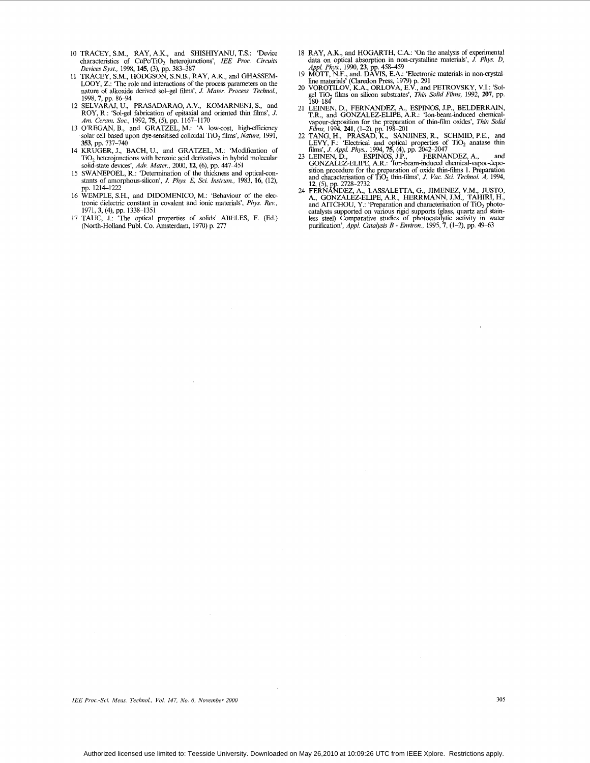10 TRACEY, S.M., RAY, A.K., and SHISHIYANU, T.S.: 'Device characteristics of CuPc/$TiO_2$ heterojunctions', *IEE Proc. Circuits Devices Syst.*, 1998, **145**, (3), pp. 383–387

11 TRACEY, S.M., HODGSON, S.N.B., RAY, A.K., and GHASSEM-LOOY, Z.: 'The role and interactions of the process parameters on the nature of alkoxide derived sol–gel films', *J. Mater. Process. Technol.*, 1998, **7**, pp. 86–94

12 SELVARAJ, U., PRASADARAO, A.V., KOMARNENI, S., and ROY, R.: 'Sol-gel fabrication of epitaxial and oriented thin films', *J. Am. Ceram. Soc.*, 1992, **75**, (5), pp. 1167–1170

13 O'REGAN, B., and GRATZEL, M.: 'A low-cost, high-efficiency solar cell based upon dye-sensitised colloidal $TiO_2$ films', *Nature*, 1991, **353**, pp. 737–740

14 KRUGER, J., BACH, U., and GRATZEL, M.: 'Modification of $TiO_2$ heterojunctions with benzoic acid derivatives in hybrid molecular solid-state devices', *Adv. Mater.*, 2000, **12**, (6), pp. 447–451

15 SWANEPOEL, R.: 'Determination of the thickness and optical-constants of amorphous-silicon', *J. Phys. E, Sci. Instrum.*, 1983, **16**, (12), pp. 1214–1222

16 WEMPLE, S.H., and DIDOMENICO, M.: 'Behaviour of the electronic dielectric constant in covalent and ionic materials', *Phys. Rev.*, 1971, **3**, (4), pp. 1338–1351

17 TAUC, J.: 'The optical properties of solids' ABELES, F. (Ed.) (North-Holland Publ. Co. Amsterdam, 1970) p. 277

18 RAY, A.K., and HOGARTH, C.A.: 'On the analysis of experimental data on optical absorption in non-crystalline materials', *J. Phys. D, Appl. Phys.*, 1990, **23**, pp. 458–459

19 MOTT, N.F., and. DAVIS, E.A.: 'Electronic materials in non-crystalline materials' (Claredon Press, 1979) p. 291

20 VOROTILOV, K.A., ORLOVA, E.V., and PETROVSKY, V.I.: 'Sol-gel $TiO_2$ films on silicon substrates', *Thin Solid Films*, 1992, **207**, pp. 180–184

21 LEINEN, D., FERNANDEZ, A., ESPINOS, J.P., BELDERRAIN, T.R., and GONZALEZ-ELIPE, A.R.: 'Ion-beam-induced chemical-vapour-deposition for the preparation of thin-film oxides', *Thin Solid Films*, 1994, **241**, (1–2), pp. 198–201

22 TANG, H., PRASAD, K., SANJINES, R., SCHMID, P.E., and LEVY, F.: 'Electrical and optical properties of $TiO_2$ anatase thin films', *J. Appl. Phys.*, 1994, **75**, (4), pp. 2042–2047

23 LEINEN, D., ESPINOS, J.P., FERNANDEZ, A., and GONZALEZ-ELIPE, A.R.: 'Ion-beam-induced chemical-vapor-deposition procedure for the preparation of oxide thin-films 1. Preparation and characterisation of $TiO_2$ thin-films', *J. Vac. Sci. Technol. A*, 1994, **12**, (5), pp. 2728–2732

24 FERNANDEZ, A., LASSALETTA, G., JIMENEZ, V.M., JUSTO, A., GONZALEZ-ELIPE, A.R., HERRMANN, J.M., TAHIRI, H., and AITCHOU, Y.: 'Preparation and characterisation of $TiO_2$ photocatalysts supported on various rigid supports (glass, quartz and stainless steel) Comparative studies of photocatalytic activity in water purification', *Appl. Catalysis B - Environ.*, 1995, **7**, (1–2), pp. 49–63